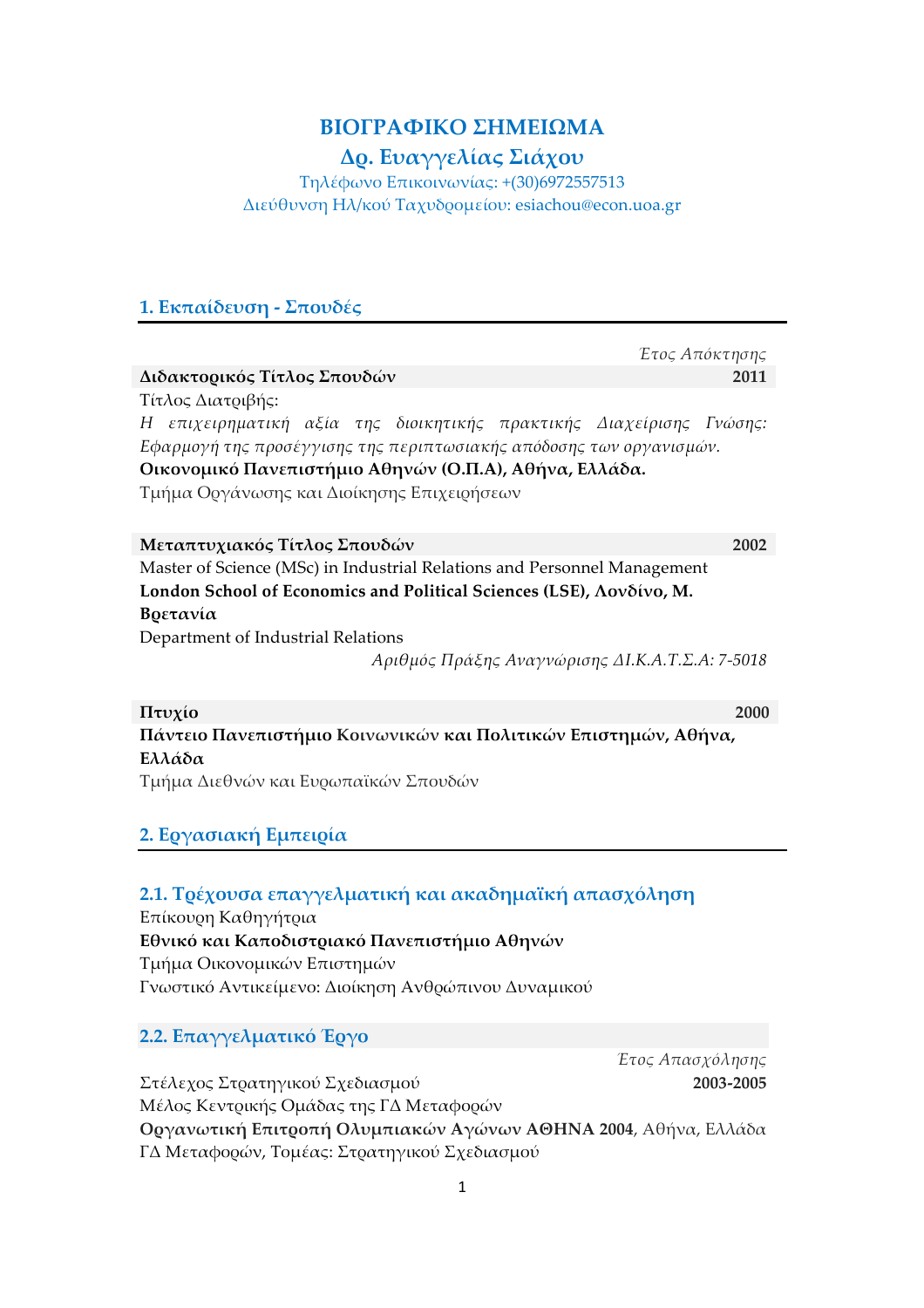# ΒΙΟΓΡΑΦΙΚΟ ΣΗΜΕΙΩΜΑ

## Δρ. Ευαγγελίας Σιάχου

Τηλέφωνο Επικοινωνίας: +(30)6972557513

Διεύθυνση Ηλ/κού Ταχυδρομείου: esiachou@econ.uoa.gr

## 1. Εκπαίδευση - Σπουδές

*Έτος Απόκτησης*

**Διδακτορικός Τίτλος Σπουδών** **2011**

Τίτλος Διατριβής:

*Η επιχειρηματική αξία της διοικητικής πρακτικής Διαχείρισης Γνώσης: Εφαρμογή της προσέγγισης της περιπτωσιακής απόδοσης των οργανισμών.*

**Οικονομικό Πανεπιστήμιο Αθηνών (Ο.Π.Α), Αθήνα, Ελλάδα.**

Τμήμα Οργάνωσης και Διοίκησης Επιχειρήσεων

**Μεταπτυχιακός Τίτλος Σπουδών** **2002**

Master of Science (MSc) in Industrial Relations and Personnel Management

**London School of Economics and Political Sciences (LSE), Λονδίνο, Μ. Βρετανία**

Department of Industrial Relations

*Αριθμός Πράξης Αναγνώρισης ΔΙ.Κ.Α.Τ.Σ.Α: 7-5018*

**Πτυχίο** **2000**

**Πάντειο Πανεπιστήμιο Κοινωνικών και Πολιτικών Επιστημών, Αθήνα, Ελλάδα**

Τμήμα Διεθνών και Ευρωπαϊκών Σπουδών

## 2. Εργασιακή Εμπειρία

### 2.1. Τρέχουσα επαγγελματική και ακαδημαϊκή απασχόληση

Επίκουρη Καθηγήτρια

**Εθνικό και Καποδιστριακό Πανεπιστήμιο Αθηνών**

Τμήμα Οικονομικών Επιστημών

Γνωστικό Αντικείμενο: Διοίκηση Ανθρώπινου Δυναμικού

### 2.2. Επαγγελματικό Έργο

*Έτος Απασχόλησης*

Στέλεχος Στρατηγικού Σχεδιασμού **2003-2005**

Μέλος Κεντρικής Ομάδας της ΓΔ Μεταφορών

**Οργανωτική Επιτροπή Ολυμπιακών Αγώνων ΑΘΗΝΑ 2004**, Αθήνα, Ελλάδα

ΓΔ Μεταφορών, Τομέας: Στρατηγικού Σχεδιασμού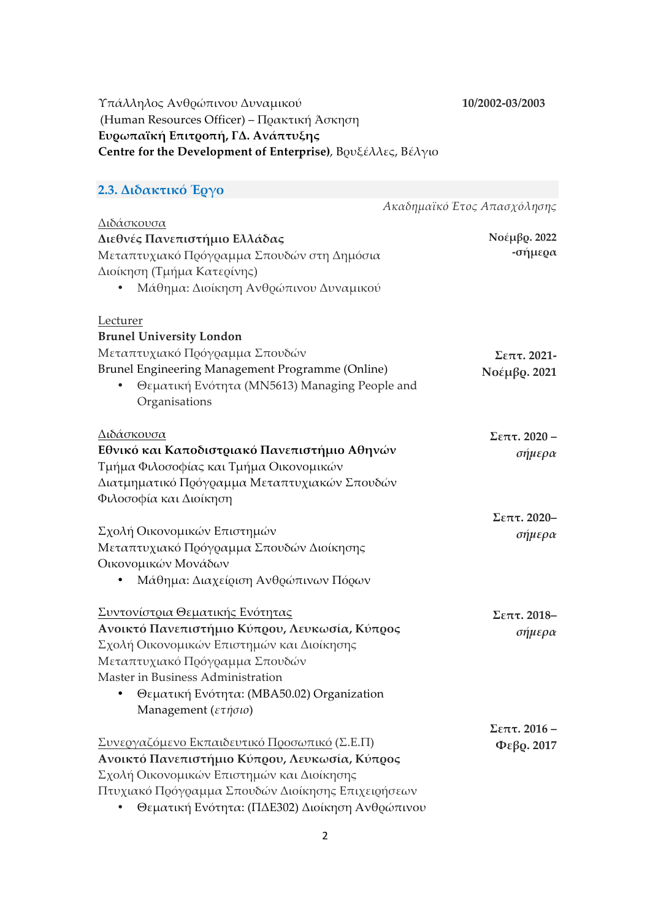Υπάλληλος Ανθρώπινου Δυναμικού **10/2002-03/2003**
(Human Resources Officer) – Πρακτική Άσκηση
**Ευρωπαϊκή Επιτροπή, ΓΔ. Ανάπτυξης**
**Centre for the Development of Enterprise)**, Βρυξέλλες, Βέλγιο

## 2.3. Διδακτικό Έργο

*Ακαδημαϊκό Έτος Απασχόλησης*

<u>Διδάσκουσα</u>
**Διεθνές Πανεπιστήμιο Ελλάδας** **Νοέμβρ. 2022 -σήμερα**
Μεταπτυχιακό Πρόγραμμα Σπουδών στη Δημόσια Διοίκηση (Τμήμα Κατερίνης)

- Μάθημα: Διοίκηση Ανθρώπινου Δυναμικού

<u>Lecturer</u>
**Brunel University London**
Μεταπτυχιακό Πρόγραμμα Σπουδών **Σεπτ. 2021- Νοέμβρ. 2021**
Brunel Engineering Management Programme (Online)

- Θεματική Ενότητα (MN5613) Managing People and Organisations

<u>Διδάσκουσα</u> **Σεπτ. 2020 – *σήμερα***
**Εθνικό και Καποδιστριακό Πανεπιστήμιο Αθηνών**
Τμήμα Φιλοσοφίας και Τμήμα Οικονομικών
Διατμηματικό Πρόγραμμα Μεταπτυχιακών Σπουδών
Φιλοσοφία και Διοίκηση

**Σεπτ. 2020– *σήμερα***
Σχολή Οικονομικών Επιστημών
Μεταπτυχιακό Πρόγραμμα Σπουδών Διοίκησης Οικονομικών Μονάδων

- Μάθημα: Διαχείριση Ανθρώπινων Πόρων

<u>Συντονίστρια Θεματικής Ενότητας</u> **Σεπτ. 2018– *σήμερα***
**Ανοικτό Πανεπιστήμιο Κύπρου, Λευκωσία, Κύπρος**
Σχολή Οικονομικών Επιστημών και Διοίκησης
Μεταπτυχιακό Πρόγραμμα Σπουδών
Master in Business Administration

- Θεματική Ενότητα: (MBA50.02) Organization Management (*ετήσιο*)

**Σεπτ. 2016 – Φεβρ. 2017**
<u>Συνεργαζόμενο Εκπαιδευτικό Προσωπικό</u> (Σ.Ε.Π)
**Ανοικτό Πανεπιστήμιο Κύπρου, Λευκωσία, Κύπρος**
Σχολή Οικονομικών Επιστημών και Διοίκησης
Πτυχιακό Πρόγραμμα Σπουδών Διοίκησης Επιχειρήσεων

- Θεματική Ενότητα: (ΠΔΕ302) Διοίκηση Ανθρώπινου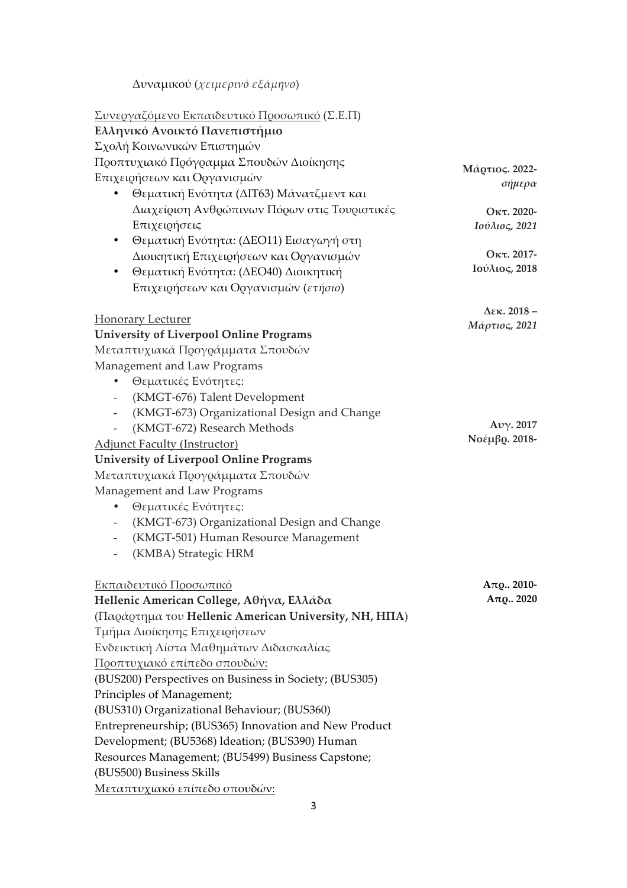Δυναμικού (*χειμερινό εξάμηνο*)

Συνεργαζόμενο Εκπαιδευτικό Προσωπικό (Σ.Ε.Π)
**Ελληνικό Ανοικτό Πανεπιστήμιο**
Σχολή Κοινωνικών Επιστημών
Προπτυχιακό Πρόγραμμα Σπουδών Διοίκησης Επιχειρήσεων και Οργανισμών

- Θεματική Ενότητα (ΔΙΤ63) Μάνατζμεντ και Διαχείριση Ανθρώπινων Πόρων στις Τουριστικές Επιχειρήσεις — **Μάρτιος. 2022-** *σήμερα*
- Θεματική Ενότητα: (ΔΕΟ11) Εισαγωγή στη Διοικητική Επιχειρήσεων και Οργανισμών — **Οκτ. 2020-** *Ιούλιος, 2021*
- Θεματική Ενότητα: (ΔΕΟ40) Διοικητική Επιχειρήσεων και Οργανισμών (*ετήσιο*) — **Οκτ. 2017- Ιούλιος, 2018**

Honorary Lecturer — **Δεκ. 2018 –** *Μάρτιος, 2021*
**University of Liverpool Online Programs**
Μεταπτυχιακά Προγράμματα Σπουδών
Management and Law Programs

- Θεματικές Ενότητες:
  - (KMGT-676) Talent Development
  - (KMGT-673) Organizational Design and Change
  - (KMGT-672) Research Methods

Adjunct Faculty (Instructor) — **Αυγ. 2017 Νοέμβρ. 2018-**
**University of Liverpool Online Programs**
Μεταπτυχιακά Προγράμματα Σπουδών
Management and Law Programs

- Θεματικές Ενότητες:
  - (KMGT-673) Organizational Design and Change
  - (KMGT-501) Human Resource Management
  - (KMBA) Strategic HRM

Εκπαιδευτικό Προσωπικό — **Απρ.. 2010- Απρ.. 2020**
**Hellenic American College, Αθήνα, Ελλάδα**
(Παράρτημα του **Hellenic American University, NH, ΗΠΑ**)
Τμήμα Διοίκησης Επιχειρήσεων
Ενδεικτική Λίστα Μαθημάτων Διδασκαλίας
Προπτυχιακό επίπεδο σπουδών:
(BUS200) Perspectives on Business in Society; (BUS305) Principles of Management;
(BUS310) Organizational Behaviour; (BUS360) Entrepreneurship; (BUS365) Innovation and New Product Development; (BU5368) ldeation; (BUS390) Human Resources Management; (BU5499) Business Capstone;
(BUS500) Business Skills
Μεταπτυχιακό επίπεδο σπουδών: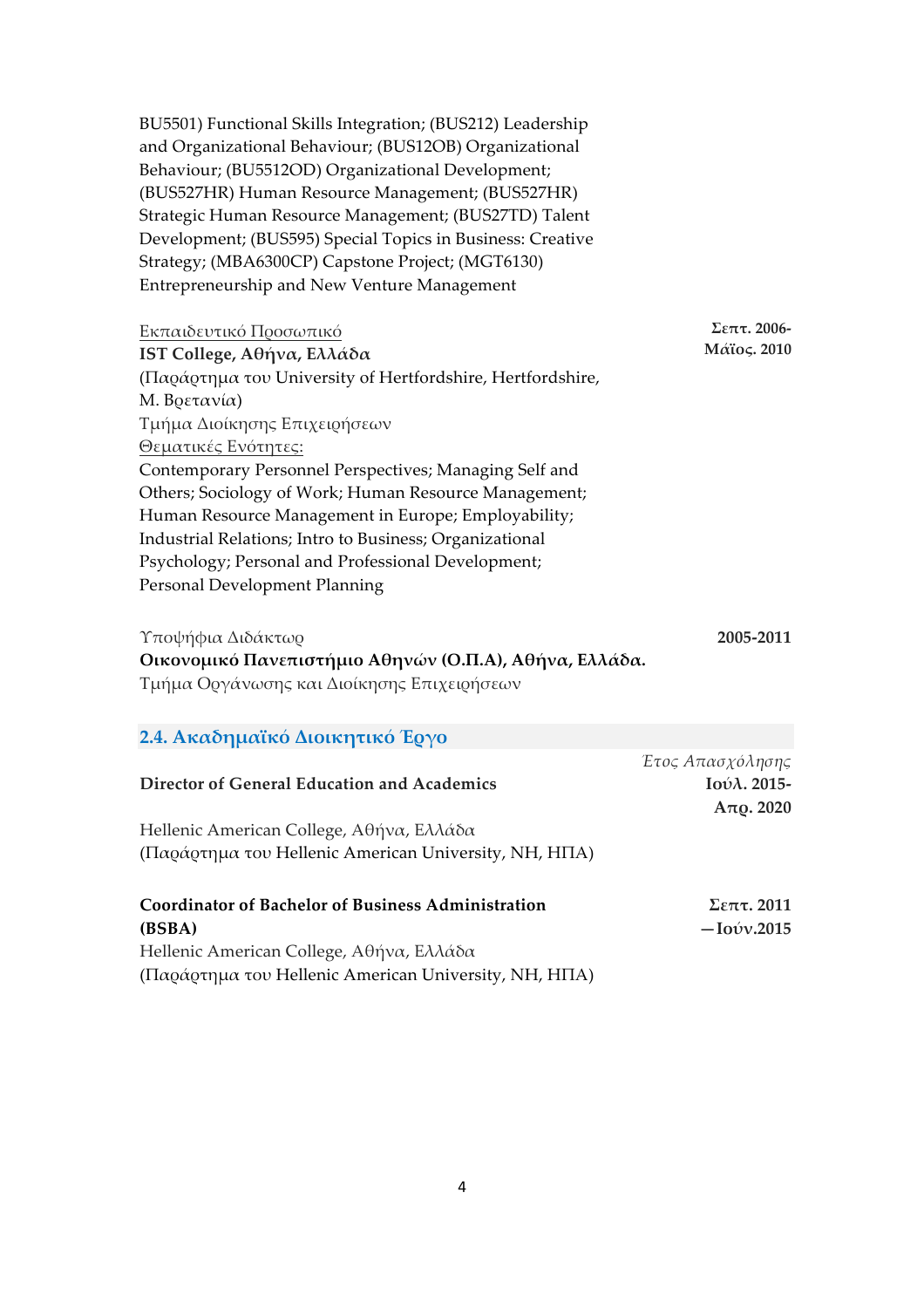BU5501) Functional Skills Integration; (BUS212) Leadership and Organizational Behaviour; (BUS12OB) Organizational Behaviour; (BU5512OD) Organizational Development; (BUS527HR) Human Resource Management; (BUS527HR) Strategic Human Resource Management; (BUS27TD) Talent Development; (BUS595) Special Topics in Business: Creative Strategy; (MBA6300CP) Capstone Project; (MGT6130) Entrepreneurship and New Venture Management

Εκπαιδευτικό Προσωπικό — **Σεπτ. 2006-Μάϊος. 2010**
**IST College, Αθήνα, Ελλάδα**
(Παράρτημα του University of Hertfordshire, Hertfordshire, Μ. Βρετανία)
Τμήμα Διοίκησης Επιχειρήσεων
Θεματικές Ενότητες:
Contemporary Personnel Perspectives; Managing Self and Others; Sociology of Work; Human Resource Management; Human Resource Management in Europe; Employability; Industrial Relations; Intro to Business; Organizational Psychology; Personal and Professional Development; Personal Development Planning

Υποψήφια Διδάκτωρ — **2005-2011**
**Οικονομικό Πανεπιστήμιο Αθηνών (Ο.Π.Α), Αθήνα, Ελλάδα.**
Τμήμα Οργάνωσης και Διοίκησης Επιχειρήσεων

## 2.4. Ακαδημαϊκό Διοικητικό Έργο

*Έτος Απασχόλησης*

**Director of General Education and Academics** — **Ιούλ. 2015-Απρ. 2020**
Hellenic American College, Αθήνα, Ελλάδα
(Παράρτημα του Hellenic American University, NH, ΗΠΑ)

**Coordinator of Bachelor of Business Administration (BSBA)** — **Σεπτ. 2011—Ιούν.2015**
Hellenic American College, Αθήνα, Ελλάδα
(Παράρτημα του Hellenic American University, NH, ΗΠΑ)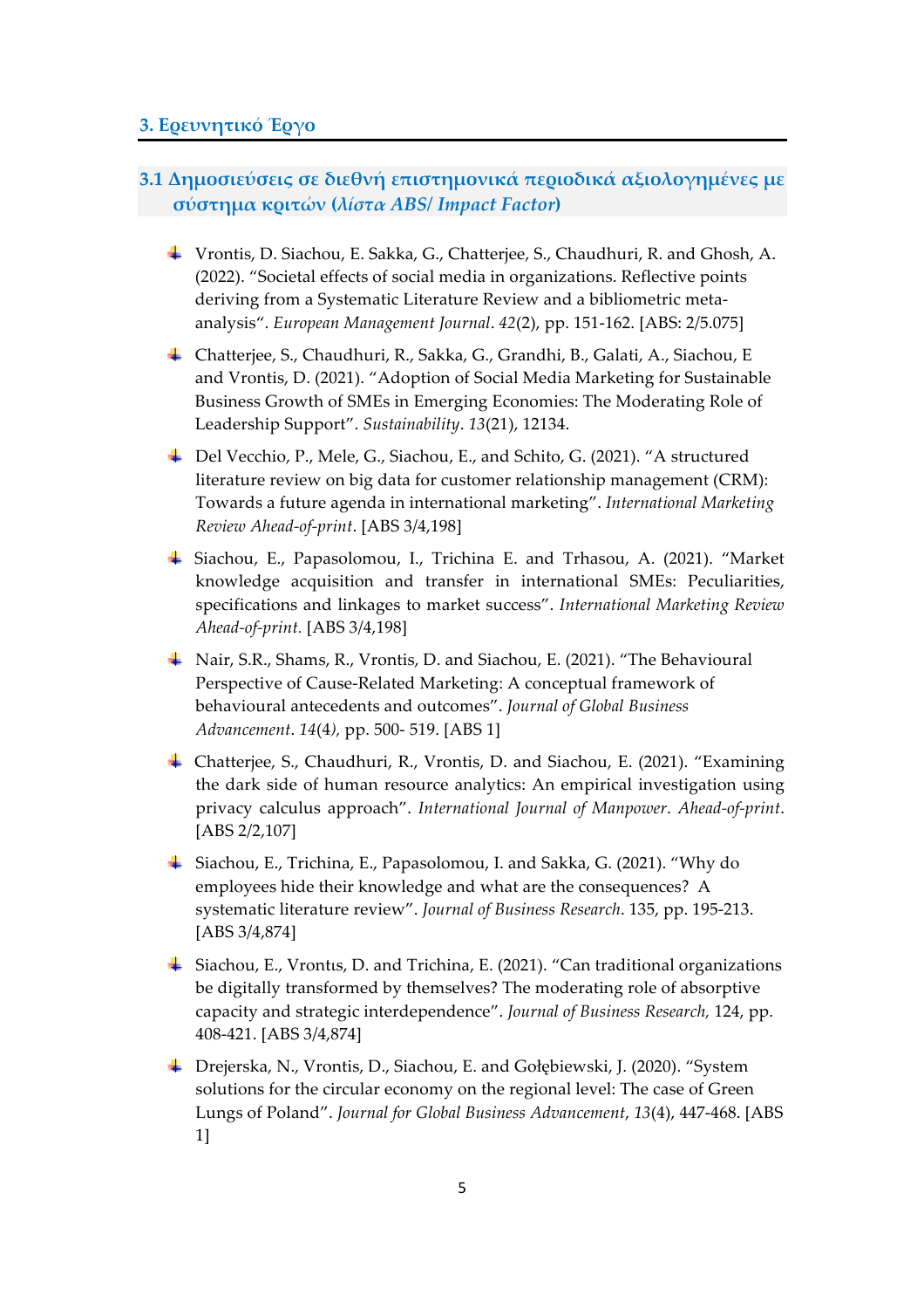## 3. Ερευνητικό Έργο

### 3.1 Δημοσιεύσεις σε διεθνή επιστημονικά περιοδικά αξιολογημένες με σύστημα κριτών (*λίστα ABS/ Impact Factor*)

- Vrontis, D. Siachou, E. Sakka, G., Chatterjee, S., Chaudhuri, R. and Ghosh, A. (2022). "Societal effects of social media in organizations. Reflective points deriving from a Systematic Literature Review and a bibliometric meta-analysis". *European Management Journal*. *42*(2), pp. 151-162. [ABS: 2/5.075]
- Chatterjee, S., Chaudhuri, R., Sakka, G., Grandhi, B., Galati, A., Siachou, E and Vrontis, D. (2021). "Adoption of Social Media Marketing for Sustainable Business Growth of SMEs in Emerging Economies: The Moderating Role of Leadership Support". *Sustainability*. *13*(21), 12134.
- Del Vecchio, P., Mele, G., Siachou, E., and Schito, G. (2021). "A structured literature review on big data for customer relationship management (CRM): Towards a future agenda in international marketing". *International Marketing Review Ahead-of-print*. [ABS 3/4,198]
- Siachou, E., Papasolomou, I., Trichina E. and Trhasou, A. (2021). "Market knowledge acquisition and transfer in international SMEs: Peculiarities, specifications and linkages to market success". *International Marketing Review Ahead-of-print.* [ABS 3/4,198]
- Nair, S.R., Shams, R., Vrontis, D. and Siachou, E. (2021). "The Behavioural Perspective of Cause-Related Marketing: A conceptual framework of behavioural antecedents and outcomes". *Journal of Global Business Advancement*. *14*(4), pp. 500- 519. [ABS 1]
- Chatterjee, S., Chaudhuri, R., Vrontis, D. and Siachou, E. (2021). "Examining the dark side of human resource analytics: An empirical investigation using privacy calculus approach". *International Journal of Manpower*. *Ahead-of-print*. [ABS 2/2,107]
- Siachou, E., Trichina, E., Papasolomou, I. and Sakka, G. (2021). "Why do employees hide their knowledge and what are the consequences? A systematic literature review". *Journal of Business Research*. 135, pp. 195-213. [ABS 3/4,874]
- Siachou, E., Vrontıs, D. and Trichina, E. (2021). "Can traditional organizations be digitally transformed by themselves? The moderating role of absorptive capacity and strategic interdependence". *Journal of Business Research*, 124, pp. 408-421. [ABS 3/4,874]
- Drejerska, N., Vrontis, D., Siachou, E. and Gołębiewski, J. (2020). "System solutions for the circular economy on the regional level: The case of Green Lungs of Poland". *Journal for Global Business Advancement*, *13*(4), 447-468. [ABS 1]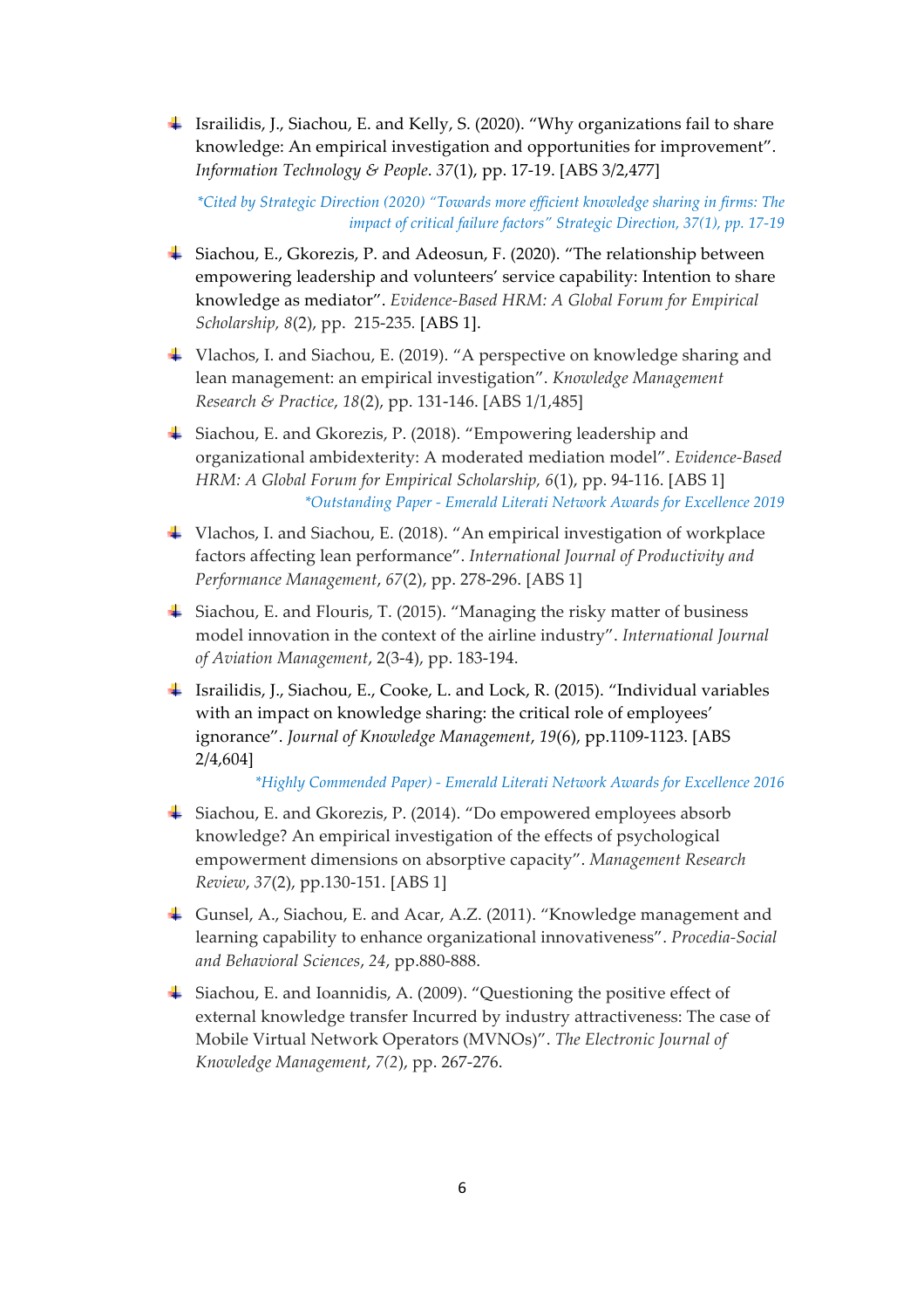- Israilidis, J., Siachou, E. and Kelly, S. (2020). "Why organizations fail to share knowledge: An empirical investigation and opportunities for improvement". *Information Technology & People*. *37*(1), pp. 17-19. [ABS 3/2,477]

  *\*Cited by Strategic Direction (2020) "Towards more efficient knowledge sharing in firms: The impact of critical failure factors" Strategic Direction, 37(1), pp. 17-19*

- Siachou, E., Gkorezis, P. and Adeosun, F. (2020). "The relationship between empowering leadership and volunteers' service capability: Intention to share knowledge as mediator". *Evidence-Based HRM: A Global Forum for Empirical Scholarship, 8*(2), pp. 215-235. [ABS 1].

- Vlachos, I. and Siachou, E. (2019). "A perspective on knowledge sharing and lean management: an empirical investigation". *Knowledge Management Research & Practice*, *18*(2), pp. 131-146. [ABS 1/1,485]

- Siachou, E. and Gkorezis, P. (2018). "Empowering leadership and organizational ambidexterity: A moderated mediation model". *Evidence-Based HRM: A Global Forum for Empirical Scholarship, 6*(1), pp. 94-116. [ABS 1]

  *\*Outstanding Paper - Emerald Literati Network Awards for Excellence 2019*

- Vlachos, I. and Siachou, E. (2018). "An empirical investigation of workplace factors affecting lean performance". *International Journal of Productivity and Performance Management*, *67*(2), pp. 278-296. [ABS 1]

- Siachou, E. and Flouris, T. (2015). "Managing the risky matter of business model innovation in the context of the airline industry". *International Journal of Aviation Management*, 2(3-4), pp. 183-194.

- Israilidis, J., Siachou, E., Cooke, L. and Lock, R. (2015). "Individual variables with an impact on knowledge sharing: the critical role of employees' ignorance". *Journal of Knowledge Management*, *19*(6), pp.1109-1123. [ABS 2/4,604]

  *\*Highly Commended Paper) - Emerald Literati Network Awards for Excellence 2016*

- Siachou, E. and Gkorezis, P. (2014). "Do empowered employees absorb knowledge? An empirical investigation of the effects of psychological empowerment dimensions on absorptive capacity". *Management Research Review*, *37*(2), pp.130-151. [ABS 1]

- Gunsel, A., Siachou, E. and Acar, A.Z. (2011). "Knowledge management and learning capability to enhance organizational innovativeness". *Procedia-Social and Behavioral Sciences*, *24*, pp.880-888.

- Siachou, E. and Ioannidis, A. (2009). "Questioning the positive effect of external knowledge transfer Incurred by industry attractiveness: The case of Mobile Virtual Network Operators (MVNOs)". *The Electronic Journal of Knowledge Management*, *7(2*), pp. 267-276.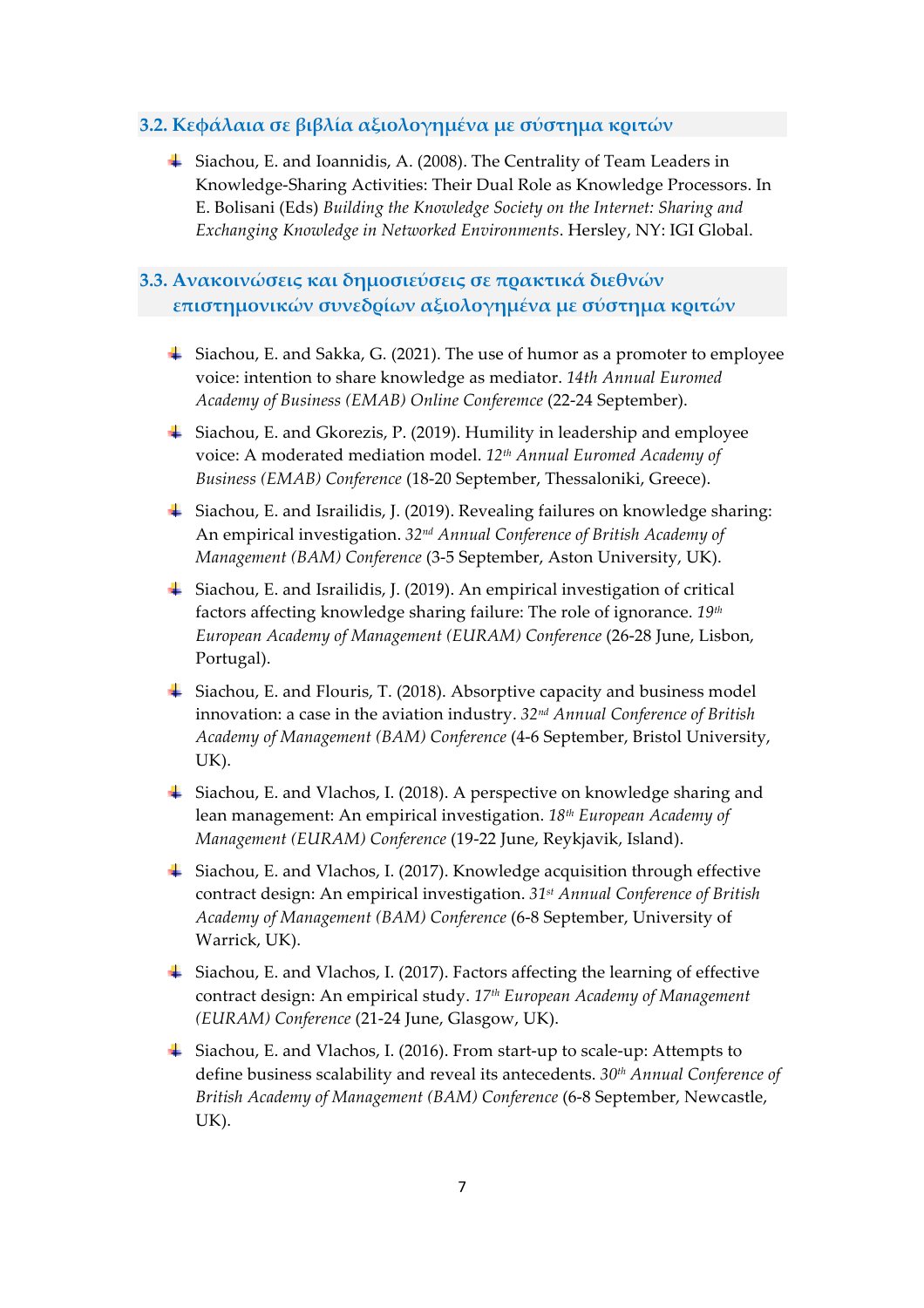## 3.2. Κεφάλαια σε βιβλία αξιολογημένα με σύστημα κριτών

- Siachou, E. and Ioannidis, A. (2008). The Centrality of Team Leaders in Knowledge-Sharing Activities: Their Dual Role as Knowledge Processors. In E. Bolisani (Eds) *Building the Knowledge Society on the Internet: Sharing and Exchanging Knowledge in Networked Environments*. Hersley, NY: IGI Global.

## 3.3. Ανακοινώσεις και δημοσιεύσεις σε πρακτικά διεθνών επιστημονικών συνεδρίων αξιολογημένα με σύστημα κριτών

- Siachou, E. and Sakka, G. (2021). The use of humor as a promoter to employee voice: intention to share knowledge as mediator. *14th Annual Euromed Academy of Business (EMAB) Online Conference* (22-24 September).
- Siachou, E. and Gkorezis, P. (2019). Humility in leadership and employee voice: A moderated mediation model. *12th Annual Euromed Academy of Business (EMAB) Conference* (18-20 September, Thessaloniki, Greece).
- Siachou, E. and Israilidis, J. (2019). Revealing failures on knowledge sharing: An empirical investigation. *32nd Annual Conference of British Academy of Management (BAM) Conference* (3-5 September, Aston University, UK).
- Siachou, E. and Israilidis, J. (2019). An empirical investigation of critical factors affecting knowledge sharing failure: The role of ignorance. *19th European Academy of Management (EURAM) Conference* (26-28 June, Lisbon, Portugal).
- Siachou, E. and Flouris, T. (2018). Absorptive capacity and business model innovation: a case in the aviation industry. *32nd Annual Conference of British Academy of Management (BAM) Conference* (4-6 September, Bristol University, UK).
- Siachou, E. and Vlachos, I. (2018). A perspective on knowledge sharing and lean management: An empirical investigation. *18th European Academy of Management (EURAM) Conference* (19-22 June, Reykjavik, Island).
- Siachou, E. and Vlachos, I. (2017). Knowledge acquisition through effective contract design: An empirical investigation. *31st Annual Conference of British Academy of Management (BAM) Conference* (6-8 September, University of Warrick, UK).
- Siachou, E. and Vlachos, I. (2017). Factors affecting the learning of effective contract design: An empirical study. *17th European Academy of Management (EURAM) Conference* (21-24 June, Glasgow, UK).
- Siachou, E. and Vlachos, I. (2016). From start-up to scale-up: Attempts to define business scalability and reveal its antecedents. *30th Annual Conference of British Academy of Management (BAM) Conference* (6-8 September, Newcastle, UK).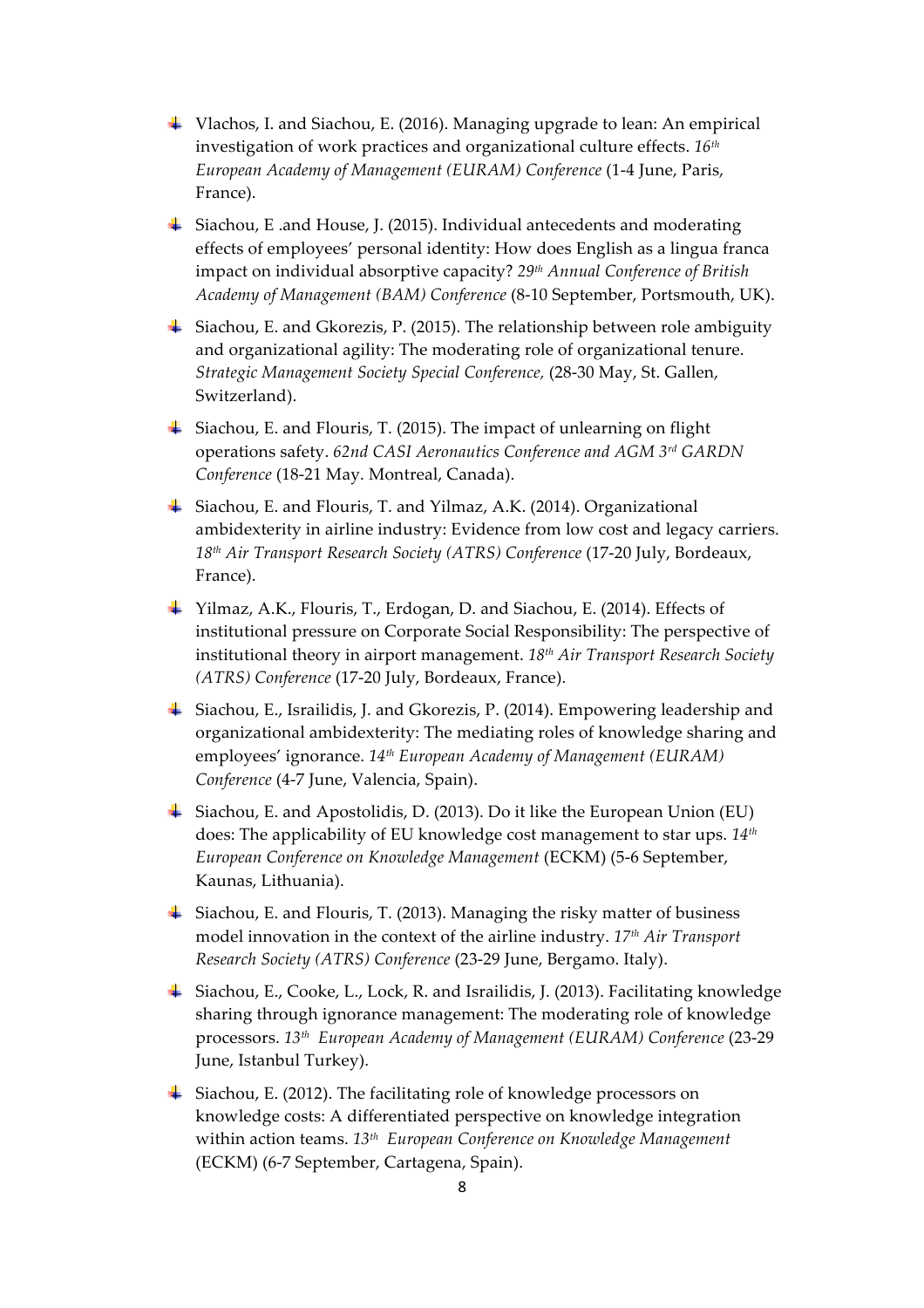- Vlachos, I. and Siachou, E. (2016). Managing upgrade to lean: An empirical investigation of work practices and organizational culture effects. *16th European Academy of Management (EURAM) Conference* (1-4 June, Paris, France).

- Siachou, E .and House, J. (2015). Individual antecedents and moderating effects of employees' personal identity: How does English as a lingua franca impact on individual absorptive capacity? *29th Annual Conference of British Academy of Management (BAM) Conference* (8-10 September, Portsmouth, UK).

- Siachou, E. and Gkorezis, P. (2015). The relationship between role ambiguity and organizational agility: The moderating role of organizational tenure. *Strategic Management Society Special Conference,* (28-30 May, St. Gallen, Switzerland).

- Siachou, E. and Flouris, T. (2015). The impact of unlearning on flight operations safety. *62nd CASI Aeronautics Conference and AGM 3rd GARDN Conference* (18-21 May. Montreal, Canada).

- Siachou, E. and Flouris, T. and Yilmaz, A.K. (2014). Organizational ambidexterity in airline industry: Evidence from low cost and legacy carriers. *18th Air Transport Research Society (ATRS) Conference* (17-20 July, Bordeaux, France).

- Yilmaz, A.K., Flouris, T., Erdogan, D. and Siachou, E. (2014). Effects of institutional pressure on Corporate Social Responsibility: The perspective of institutional theory in airport management. *18th Air Transport Research Society (ATRS) Conference* (17-20 July, Bordeaux, France).

- Siachou, E., Israilidis, J. and Gkorezis, P. (2014). Empowering leadership and organizational ambidexterity: The mediating roles of knowledge sharing and employees' ignorance. *14th European Academy of Management (EURAM) Conference* (4-7 June, Valencia, Spain).

- Siachou, E. and Apostolidis, D. (2013). Do it like the European Union (EU) does: The applicability of EU knowledge cost management to star ups. *14th European Conference on Knowledge Management* (ECKM) (5-6 September, Kaunas, Lithuania).

- Siachou, E. and Flouris, T. (2013). Managing the risky matter of business model innovation in the context of the airline industry. *17th Air Transport Research Society (ATRS) Conference* (23-29 June, Bergamo. Italy).

- Siachou, E., Cooke, L., Lock, R. and Israilidis, J. (2013). Facilitating knowledge sharing through ignorance management: The moderating role of knowledge processors. *13th European Academy of Management (EURAM) Conference* (23-29 June, Istanbul Turkey).

- Siachou, E. (2012). The facilitating role of knowledge processors on knowledge costs: A differentiated perspective on knowledge integration within action teams. *13th European Conference on Knowledge Management* (ECKM) (6-7 September, Cartagena, Spain).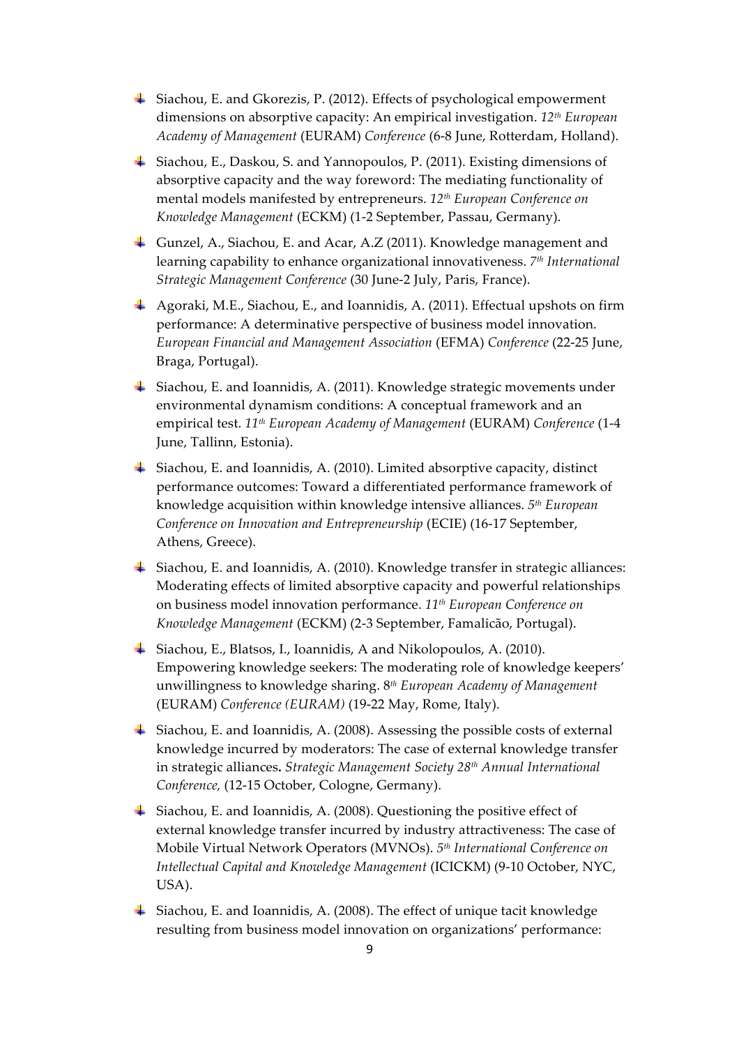- Siachou, E. and Gkorezis, P. (2012). Effects of psychological empowerment dimensions on absorptive capacity: An empirical investigation. *12th European Academy of Management* (EURAM) *Conference* (6-8 June, Rotterdam, Holland).
- Siachou, E., Daskou, S. and Yannopoulos, P. (2011). Existing dimensions of absorptive capacity and the way foreword: The mediating functionality of mental models manifested by entrepreneurs. *12th European Conference on Knowledge Management* (ECKM) (1-2 September, Passau, Germany).
- Gunzel, A., Siachou, E. and Acar, A.Z (2011). Knowledge management and learning capability to enhance organizational innovativeness. *7th International Strategic Management Conference* (30 June-2 July, Paris, France).
- Agoraki, M.E., Siachou, E., and Ioannidis, A. (2011). Effectual upshots on firm performance: A determinative perspective of business model innovation. *European Financial and Management Association* (EFMA) *Conference* (22-25 June, Braga, Portugal).
- Siachou, E. and Ioannidis, A. (2011). Knowledge strategic movements under environmental dynamism conditions: A conceptual framework and an empirical test. *11th European Academy of Management* (EURAM) *Conference* (1-4 June, Tallinn, Estonia).
- Siachou, E. and Ioannidis, A. (2010). Limited absorptive capacity, distinct performance outcomes: Toward a differentiated performance framework of knowledge acquisition within knowledge intensive alliances. *5th European Conference on Innovation and Entrepreneurship* (ECIE) (16-17 September, Athens, Greece).
- Siachou, E. and Ioannidis, A. (2010). Knowledge transfer in strategic alliances: Moderating effects of limited absorptive capacity and powerful relationships on business model innovation performance. *11th European Conference on Knowledge Management* (ECKM) (2-3 September, Famalicão, Portugal).
- Siachou, E., Blatsos, I., Ioannidis, A and Nikolopoulos, A. (2010). Empowering knowledge seekers: The moderating role of knowledge keepers' unwillingness to knowledge sharing. 8*th European Academy of Management* (EURAM) *Conference (EURAM)* (19-22 May, Rome, Italy).
- Siachou, E. and Ioannidis, A. (2008). Assessing the possible costs of external knowledge incurred by moderators: The case of external knowledge transfer in strategic alliances**.** *Strategic Management Society 28th Annual International Conference,* (12-15 October, Cologne, Germany).
- Siachou, E. and Ioannidis, A. (2008). Questioning the positive effect of external knowledge transfer incurred by industry attractiveness: The case of Mobile Virtual Network Operators (MVNOs). *5th International Conference on Intellectual Capital and Knowledge Management* (ICICKM) (9-10 October, NYC, USA).
- Siachou, E. and Ioannidis, A. (2008). The effect of unique tacit knowledge resulting from business model innovation on organizations' performance: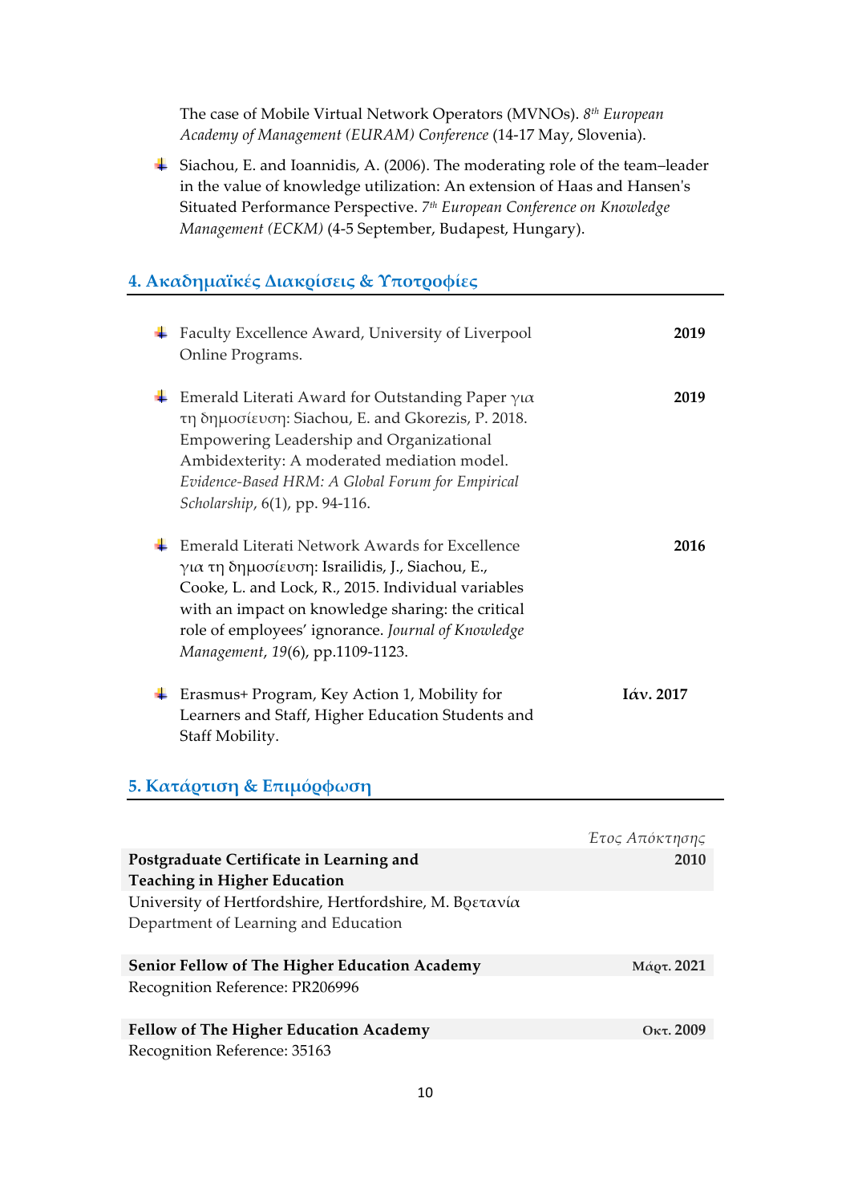The case of Mobile Virtual Network Operators (MVNOs). *8th European Academy of Management (EURAM) Conference* (14-17 May, Slovenia).

- Siachou, E. and Ioannidis, A. (2006). The moderating role of the team–leader in the value of knowledge utilization: An extension of Haas and Hansen's Situated Performance Perspective. *7th European Conference on Knowledge Management (ECKM)* (4-5 September, Budapest, Hungary).

## 4. Ακαδημαϊκές Διακρίσεις & Υποτροφίες

- Faculty Excellence Award, University of Liverpool Online Programs. — **2019**

- Emerald Literati Award for Outstanding Paper για τη δημοσίευση: Siachou, E. and Gkorezis, P. 2018. Empowering Leadership and Organizational Ambidexterity: A moderated mediation model. *Evidence-Based HRM: A Global Forum for Empirical Scholarship*, 6(1), pp. 94-116. — **2019**

- Emerald Literati Network Awards for Excellence για τη δημοσίευση: Israilidis, J., Siachou, E., Cooke, L. and Lock, R., 2015. Individual variables with an impact on knowledge sharing: the critical role of employees' ignorance. *Journal of Knowledge Management*, *19*(6), pp.1109-1123. — **2016**

- Erasmus+ Program, Key Action 1, Mobility for Learners and Staff, Higher Education Students and Staff Mobility. — **Ιάν. 2017**

## 5. Κατάρτιση & Επιμόρφωση

| | *Έτος Απόκτησης* |
|---|---|
| **Postgraduate Certificate in Learning and Teaching in Higher Education** | **2010** |
| University of Hertfordshire, Hertfordshire, Μ. Βρετανία<br>Department of Learning and Education | |
| **Senior Fellow of The Higher Education Academy** | **Μάρτ. 2021** |
| Recognition Reference: PR206996 | |
| **Fellow of The Higher Education Academy** | **Οκτ. 2009** |
| Recognition Reference: 35163 | |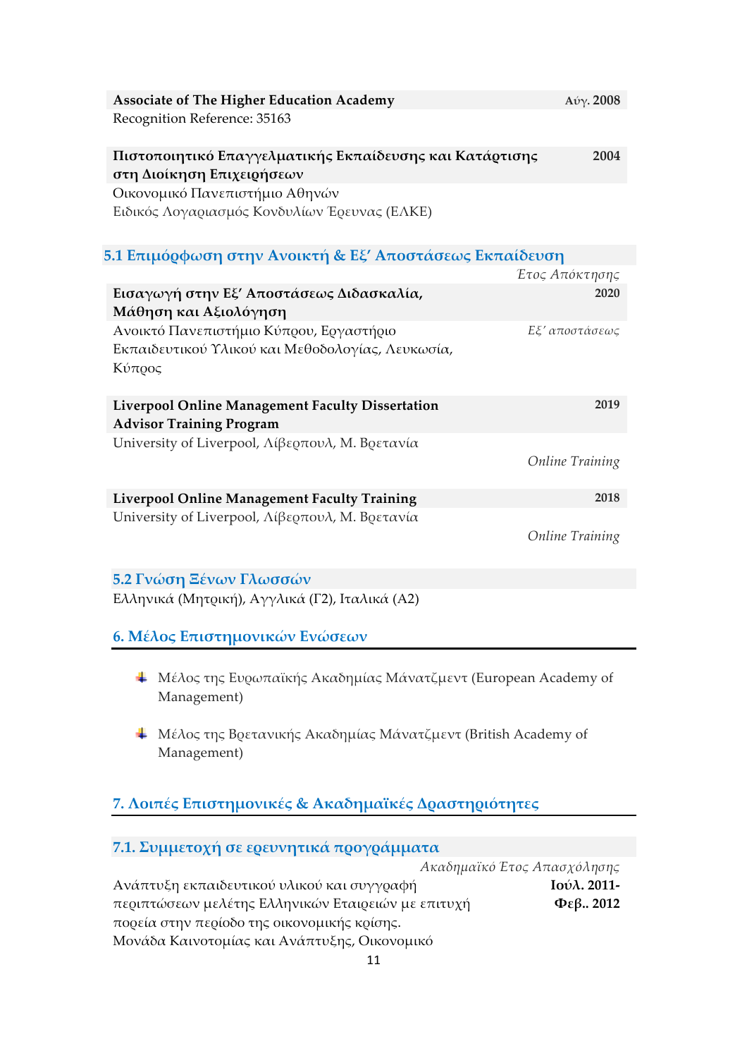**Associate of The Higher Education Academy** **Αύγ. 2008**
Recognition Reference: 35163

**Πιστοποιητικό Επαγγελματικής Εκπαίδευσης και Κατάρτισης στη Διοίκηση Επιχειρήσεων** **2004**
Οικονομικό Πανεπιστήμιο Αθηνών
Ειδικός Λογαριασμός Κονδυλίων Έρευνας (ΕΛΚΕ)

### 5.1 Επιμόρφωση στην Ανοικτή & Εξ’ Αποστάσεως Εκπαίδευση

*Έτος Απόκτησης*

**Εισαγωγή στην Εξ’ Αποστάσεως Διδασκαλία, Μάθηση και Αξιολόγηση** **2020**
Ανοικτό Πανεπιστήμιο Κύπρου, Εργαστήριο Εκπαιδευτικού Υλικού και Μεθοδολογίας, Λευκωσία, Κύπρος — *Εξ’ αποστάσεως*

**Liverpool Online Management Faculty Dissertation Advisor Training Program** **2019**
University of Liverpool, Λίβερπουλ, Μ. Βρετανία
*Online Training*

**Liverpool Online Management Faculty Training** **2018**
University of Liverpool, Λίβερπουλ, Μ. Βρετανία
*Online Training*

### 5.2 Γνώση Ξένων Γλωσσών

Ελληνικά (Μητρική), Αγγλικά (Γ2), Ιταλικά (Α2)

## 6. Μέλος Επιστημονικών Ενώσεων

- Μέλος της Ευρωπαϊκής Ακαδημίας Μάνατζμεντ (European Academy of Management)
- Μέλος της Βρετανικής Ακαδημίας Μάνατζμεντ (British Academy of Management)

## 7. Λοιπές Επιστημονικές & Ακαδημαϊκές Δραστηριότητες

### 7.1. Συμμετοχή σε ερευνητικά προγράμματα

*Ακαδημαϊκό Έτος Απασχόλησης*

Ανάπτυξη εκπαιδευτικού υλικού και συγγραφή περιπτώσεων μελέτης Ελληνικών Εταιρειών με επιτυχή πορεία στην περίοδο της οικονομικής κρίσης. — **Ιούλ. 2011- Φεβ.. 2012**
Μονάδα Καινοτομίας και Ανάπτυξης, Οικονομικό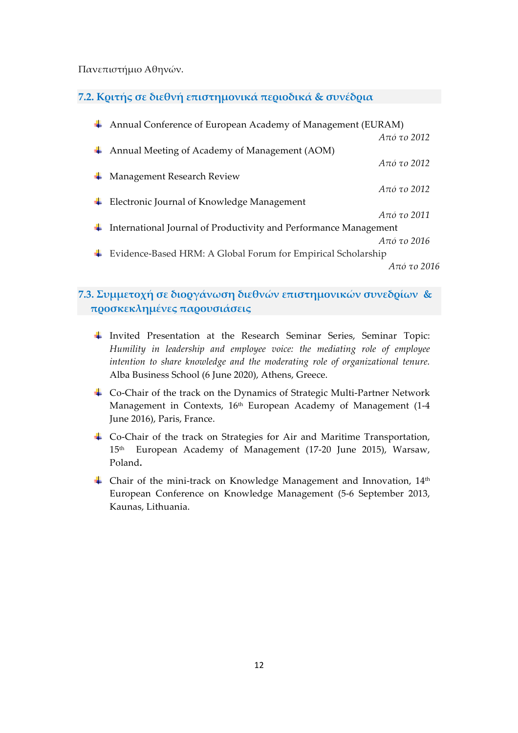Πανεπιστήμιο Αθηνών.

## 7.2. Κριτής σε διεθνή επιστημονικά περιοδικά & συνέδρια

- Annual Conference of European Academy of Management (EURAM)
  *Από το 2012*
- Annual Meeting of Academy of Management (AOM)
  *Από το 2012*
- Management Research Review
  *Από το 2012*
- Electronic Journal of Knowledge Management
  *Από το 2011*
- International Journal of Productivity and Performance Management
  *Από το 2016*
- Evidence-Based HRM: A Global Forum for Empirical Scholarship
  *Από το 2016*

## 7.3. Συμμετοχή σε διοργάνωση διεθνών επιστημονικών συνεδρίων & προσκεκλημένες παρουσιάσεις

- Invited Presentation at the Research Seminar Series, Seminar Topic: *Humility in leadership and employee voice: the mediating role of employee intention to share knowledge and the moderating role of organizational tenure.* Alba Business School (6 June 2020), Athens, Greece.
- Co-Chair of the track on the Dynamics of Strategic Multi-Partner Network Management in Contexts, 16th European Academy of Management (1-4 June 2016), Paris, France.
- Co-Chair of the track on Strategies for Air and Maritime Transportation, 15th European Academy of Management (17-20 June 2015), Warsaw, Poland.
- Chair of the mini-track on Knowledge Management and Innovation, 14th European Conference on Knowledge Management (5-6 September 2013, Kaunas, Lithuania.